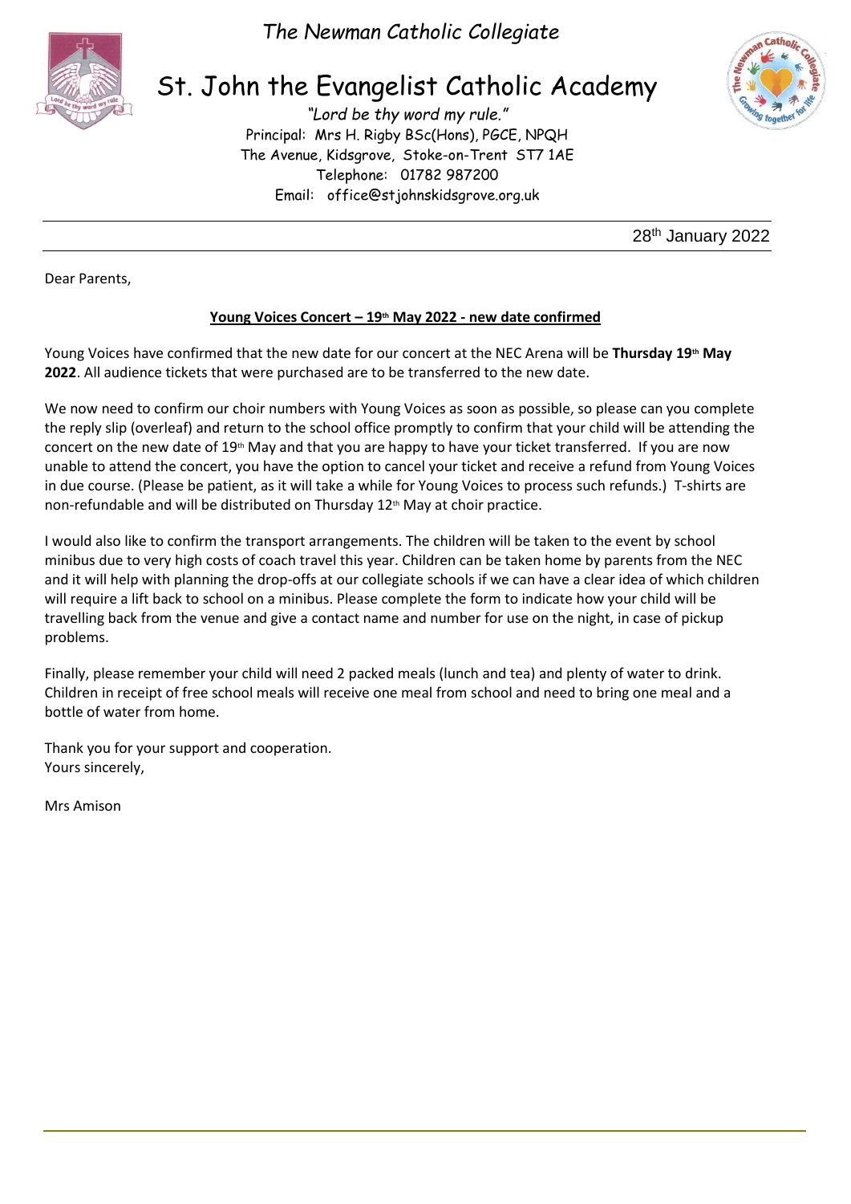*The Newman Catholic Collegiate*

# St. John the Evangelist Catholic Academy

*"Lord be thy word my rule."*
Principal: Mrs H. Rigby BSc(Hons), PGCE, NPQH
The Avenue, Kidsgrove, Stoke-on-Trent ST7 1AE
Telephone: 01782 987200
Email: office@stjohnskidsgrove.org.uk

28th January 2022

Dear Parents,

**Young Voices Concert – 19th May 2022 - new date confirmed**

Young Voices have confirmed that the new date for our concert at the NEC Arena will be **Thursday 19th May 2022**. All audience tickets that were purchased are to be transferred to the new date.

We now need to confirm our choir numbers with Young Voices as soon as possible, so please can you complete the reply slip (overleaf) and return to the school office promptly to confirm that your child will be attending the concert on the new date of 19th May and that you are happy to have your ticket transferred. If you are now unable to attend the concert, you have the option to cancel your ticket and receive a refund from Young Voices in due course. (Please be patient, as it will take a while for Young Voices to process such refunds.) T-shirts are non-refundable and will be distributed on Thursday 12th May at choir practice.

I would also like to confirm the transport arrangements. The children will be taken to the event by school minibus due to very high costs of coach travel this year. Children can be taken home by parents from the NEC and it will help with planning the drop-offs at our collegiate schools if we can have a clear idea of which children will require a lift back to school on a minibus. Please complete the form to indicate how your child will be travelling back from the venue and give a contact name and number for use on the night, in case of pickup problems.

Finally, please remember your child will need 2 packed meals (lunch and tea) and plenty of water to drink. Children in receipt of free school meals will receive one meal from school and need to bring one meal and a bottle of water from home.

Thank you for your support and cooperation.
Yours sincerely,

Mrs Amison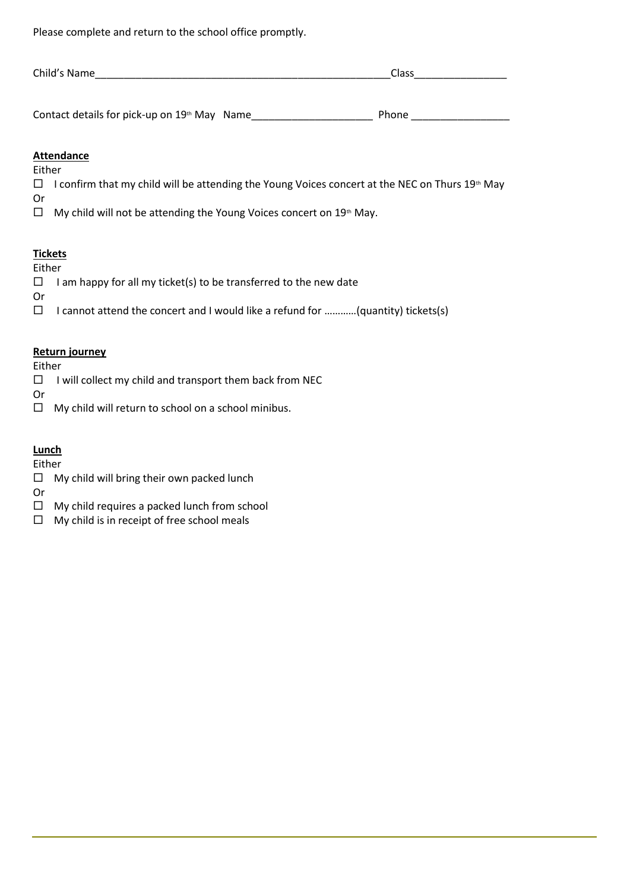Please complete and return to the school office promptly.

Child's Name\_\_\_\_\_\_\_\_\_\_\_\_\_\_\_\_\_\_\_\_\_\_\_\_\_\_\_\_\_\_\_\_\_\_\_\_\_\_\_\_\_\_\_\_\_\_\_\_\_\_\_\_Class\_\_\_\_\_\_\_\_\_\_\_\_\_\_\_\_\_

Contact details for pick-up on 19th May Name\_\_\_\_\_\_\_\_\_\_\_\_\_\_\_\_\_\_\_\_\_\_ Phone \_\_\_\_\_\_\_\_\_\_\_\_\_\_\_\_\_\_

**Attendance**

Either

☐ I confirm that my child will be attending the Young Voices concert at the NEC on Thurs 19th May

Or

☐ My child will not be attending the Young Voices concert on 19th May.

**Tickets**

Either

☐ I am happy for all my ticket(s) to be transferred to the new date

Or

☐ I cannot attend the concert and I would like a refund for …………(quantity) tickets(s)

**Return journey**

Either

☐ I will collect my child and transport them back from NEC

Or

☐ My child will return to school on a school minibus.

**Lunch**

Either

☐ My child will bring their own packed lunch

Or

☐ My child requires a packed lunch from school

☐ My child is in receipt of free school meals